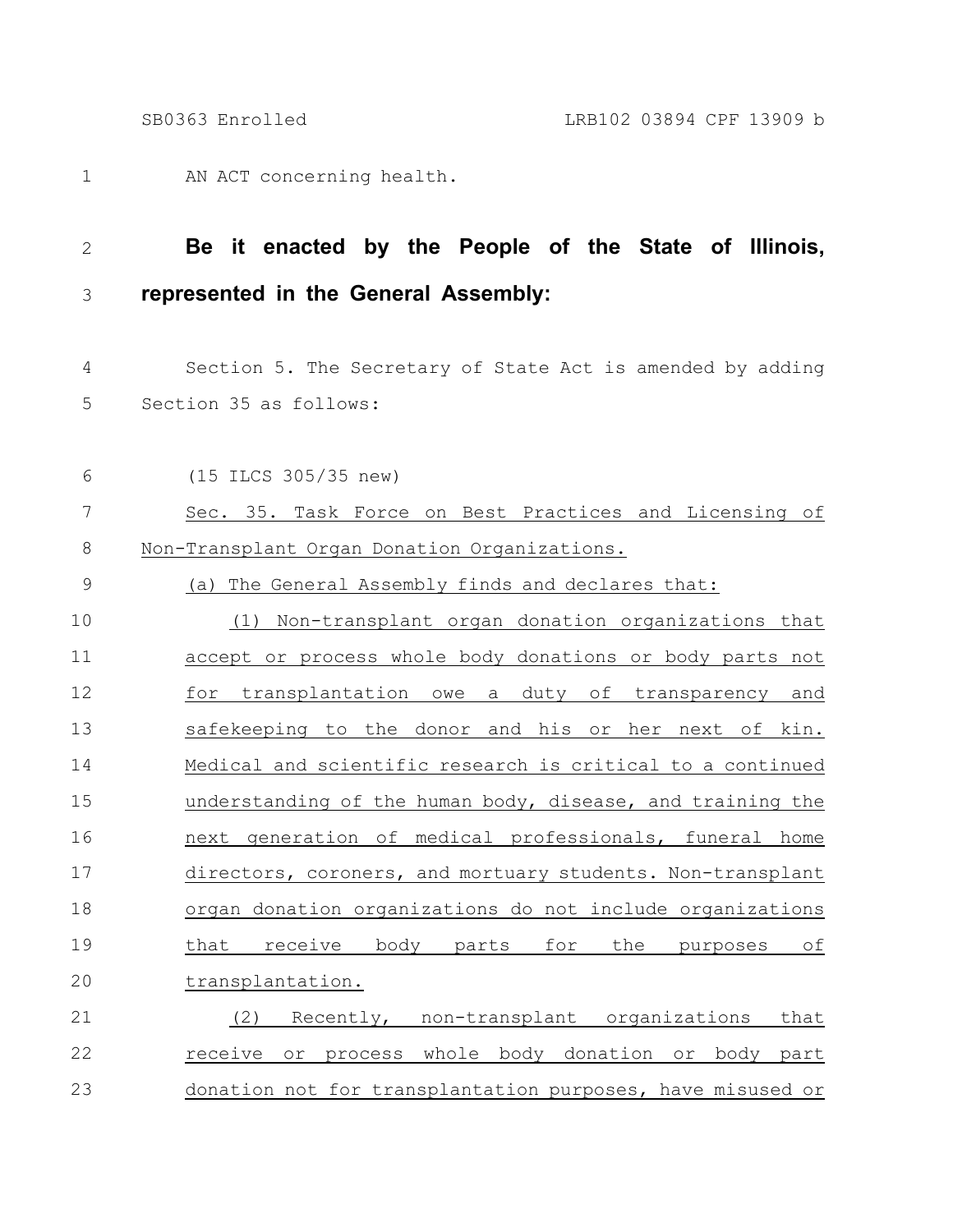AN ACT concerning health.

**Be it enacted by the People of the State of Illinois, represented in the General Assembly:**

Section 5. The Secretary of State Act is amended by adding Section 35 as follows:

(15 ILCS 305/35 new)

Sec. 35. Task Force on Best Practices and Licensing of Non-Transplant Organ Donation Organizations.

(a) The General Assembly finds and declares that:

(1) Non-transplant organ donation organizations that accept or process whole body donations or body parts not for transplantation owe a duty of transparency and safekeeping to the donor and his or her next of kin. Medical and scientific research is critical to a continued understanding of the human body, disease, and training the next generation of medical professionals, funeral home directors, coroners, and mortuary students. Non-transplant organ donation organizations do not include organizations that receive body parts for the purposes of transplantation.

(2) Recently, non-transplant organizations that receive or process whole body donation or body part donation not for transplantation purposes, have misused or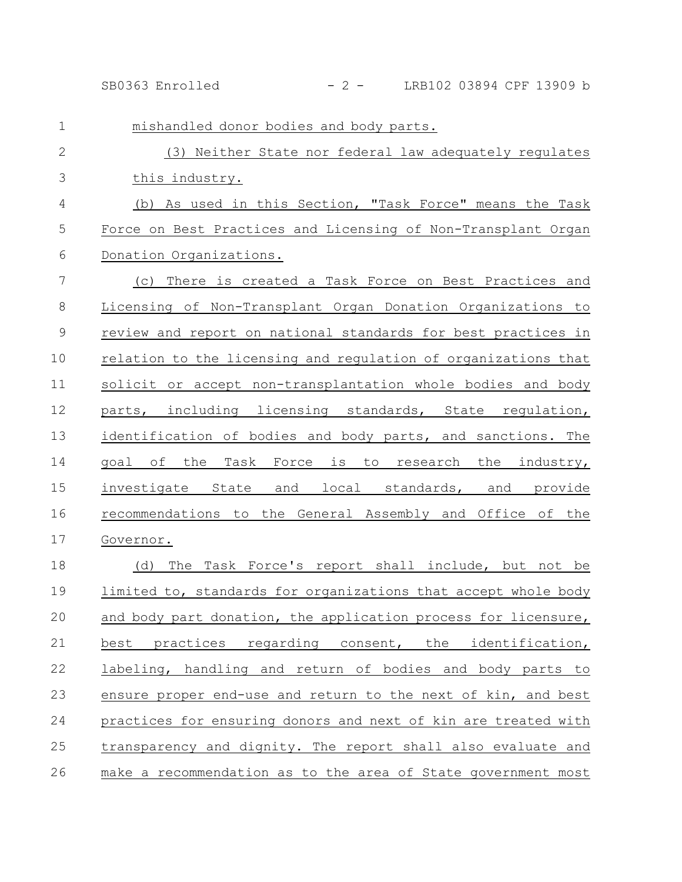mishandled donor bodies and body parts.

(3) Neither State nor federal law adequately regulates this industry.

(b) As used in this Section, "Task Force" means the Task Force on Best Practices and Licensing of Non-Transplant Organ Donation Organizations.

(c) There is created a Task Force on Best Practices and Licensing of Non-Transplant Organ Donation Organizations to review and report on national standards for best practices in relation to the licensing and regulation of organizations that solicit or accept non-transplantation whole bodies and body parts, including licensing standards, State regulation, identification of bodies and body parts, and sanctions. The goal of the Task Force is to research the industry, investigate State and local standards, and provide recommendations to the General Assembly and Office of the Governor.

(d) The Task Force's report shall include, but not be limited to, standards for organizations that accept whole body and body part donation, the application process for licensure, best practices regarding consent, the identification, labeling, handling and return of bodies and body parts to ensure proper end-use and return to the next of kin, and best practices for ensuring donors and next of kin are treated with transparency and dignity. The report shall also evaluate and make a recommendation as to the area of State government most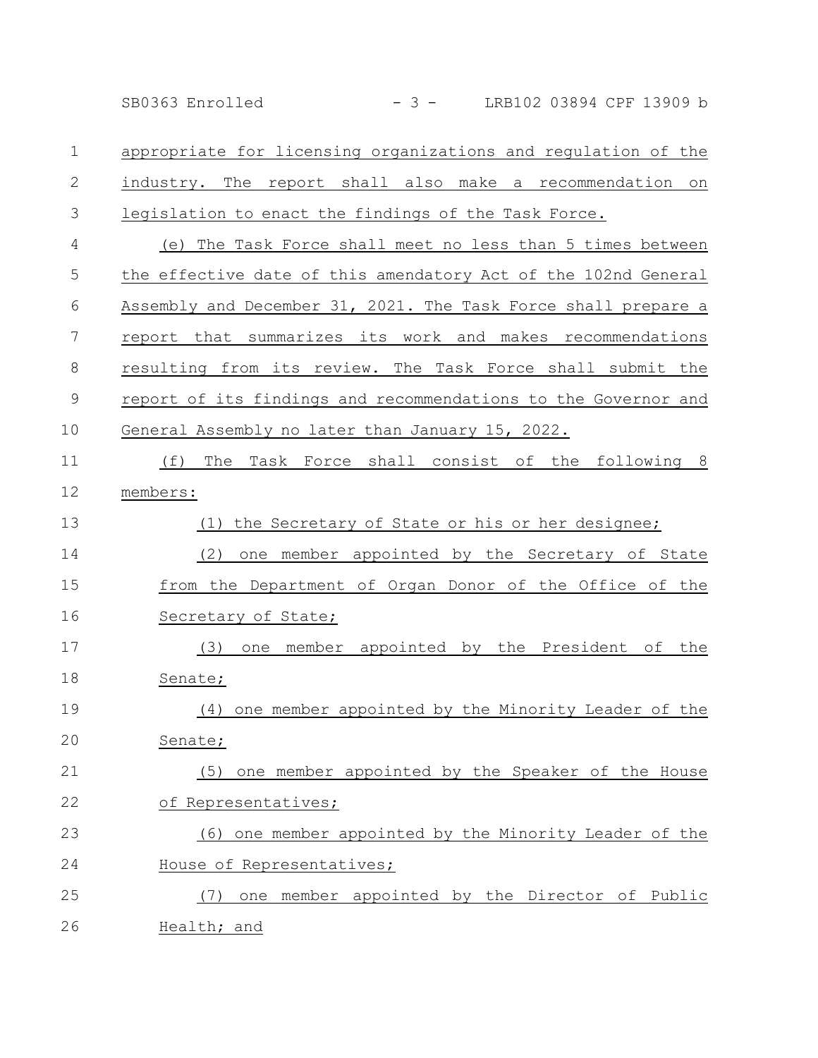appropriate for licensing organizations and regulation of the industry. The report shall also make a recommendation on legislation to enact the findings of the Task Force.

(e) The Task Force shall meet no less than 5 times between the effective date of this amendatory Act of the 102nd General Assembly and December 31, 2021. The Task Force shall prepare a report that summarizes its work and makes recommendations resulting from its review. The Task Force shall submit the report of its findings and recommendations to the Governor and General Assembly no later than January 15, 2022.

(f) The Task Force shall consist of the following 8 members:

(1) the Secretary of State or his or her designee;

(2) one member appointed by the Secretary of State from the Department of Organ Donor of the Office of the Secretary of State;

(3) one member appointed by the President of the Senate;

(4) one member appointed by the Minority Leader of the Senate;

(5) one member appointed by the Speaker of the House of Representatives;

(6) one member appointed by the Minority Leader of the House of Representatives;

(7) one member appointed by the Director of Public Health; and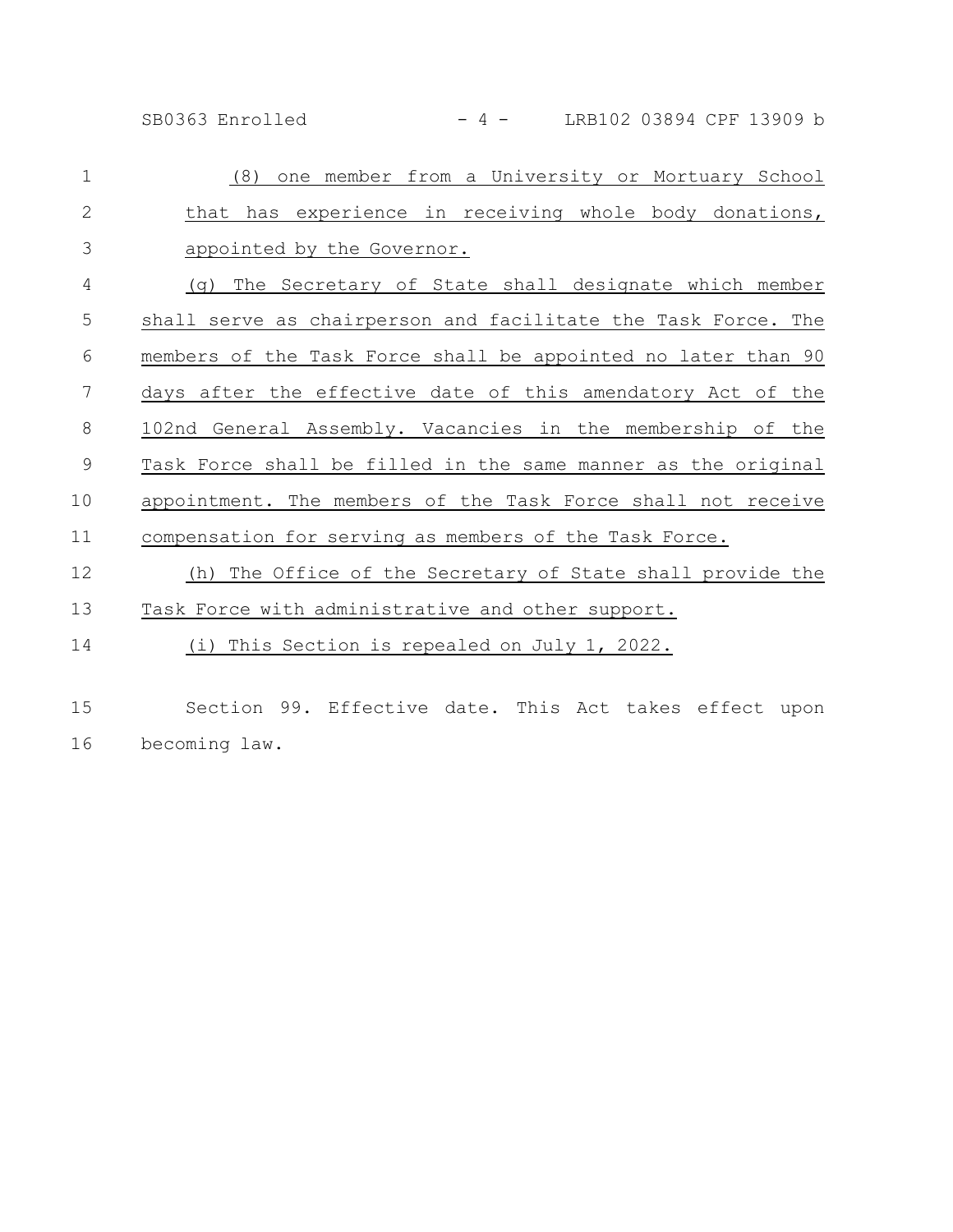(8) one member from a University or Mortuary School that has experience in receiving whole body donations, appointed by the Governor.

(g) The Secretary of State shall designate which member shall serve as chairperson and facilitate the Task Force. The members of the Task Force shall be appointed no later than 90 days after the effective date of this amendatory Act of the 102nd General Assembly. Vacancies in the membership of the Task Force shall be filled in the same manner as the original appointment. The members of the Task Force shall not receive compensation for serving as members of the Task Force.

(h) The Office of the Secretary of State shall provide the Task Force with administrative and other support.

(i) This Section is repealed on July 1, 2022.

Section 99. Effective date. This Act takes effect upon becoming law.